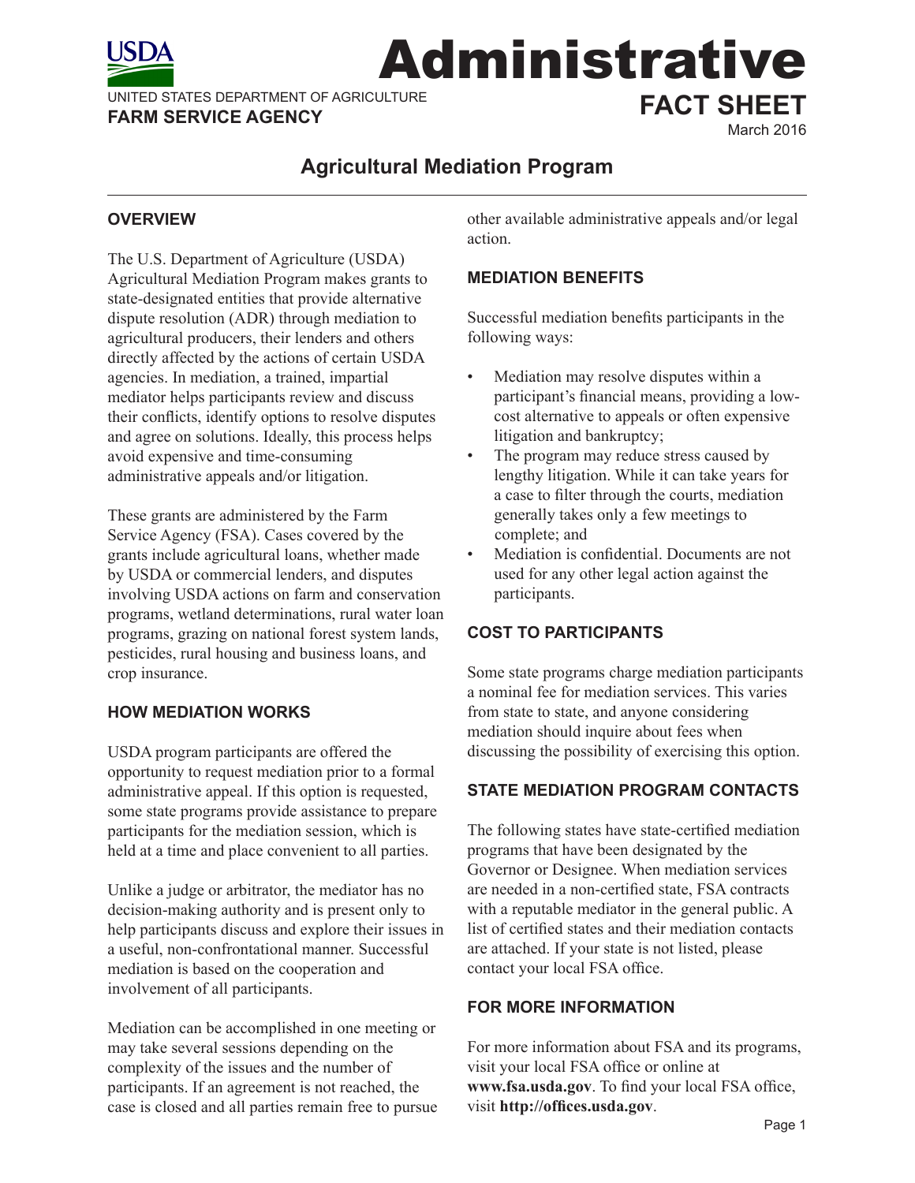USDA

UNITED STATES DEPARTMENT OF AGRICULTURE
**FARM SERVICE AGENCY**

# Administrative FACT SHEET

March 2016

## Agricultural Mediation Program

### OVERVIEW

The U.S. Department of Agriculture (USDA) Agricultural Mediation Program makes grants to state-designated entities that provide alternative dispute resolution (ADR) through mediation to agricultural producers, their lenders and others directly affected by the actions of certain USDA agencies. In mediation, a trained, impartial mediator helps participants review and discuss their conflicts, identify options to resolve disputes and agree on solutions. Ideally, this process helps avoid expensive and time-consuming administrative appeals and/or litigation.

These grants are administered by the Farm Service Agency (FSA). Cases covered by the grants include agricultural loans, whether made by USDA or commercial lenders, and disputes involving USDA actions on farm and conservation programs, wetland determinations, rural water loan programs, grazing on national forest system lands, pesticides, rural housing and business loans, and crop insurance.

### HOW MEDIATION WORKS

USDA program participants are offered the opportunity to request mediation prior to a formal administrative appeal. If this option is requested, some state programs provide assistance to prepare participants for the mediation session, which is held at a time and place convenient to all parties.

Unlike a judge or arbitrator, the mediator has no decision-making authority and is present only to help participants discuss and explore their issues in a useful, non-confrontational manner. Successful mediation is based on the cooperation and involvement of all participants.

Mediation can be accomplished in one meeting or may take several sessions depending on the complexity of the issues and the number of participants. If an agreement is not reached, the case is closed and all parties remain free to pursue other available administrative appeals and/or legal action.

### MEDIATION BENEFITS

Successful mediation benefits participants in the following ways:

- Mediation may resolve disputes within a participant's financial means, providing a low-cost alternative to appeals or often expensive litigation and bankruptcy;
- The program may reduce stress caused by lengthy litigation. While it can take years for a case to filter through the courts, mediation generally takes only a few meetings to complete; and
- Mediation is confidential. Documents are not used for any other legal action against the participants.

### COST TO PARTICIPANTS

Some state programs charge mediation participants a nominal fee for mediation services. This varies from state to state, and anyone considering mediation should inquire about fees when discussing the possibility of exercising this option.

### STATE MEDIATION PROGRAM CONTACTS

The following states have state-certified mediation programs that have been designated by the Governor or Designee. When mediation services are needed in a non-certified state, FSA contracts with a reputable mediator in the general public. A list of certified states and their mediation contacts are attached. If your state is not listed, please contact your local FSA office.

### FOR MORE INFORMATION

For more information about FSA and its programs, visit your local FSA office or online at **www.fsa.usda.gov**. To find your local FSA office, visit **http://offices.usda.gov**.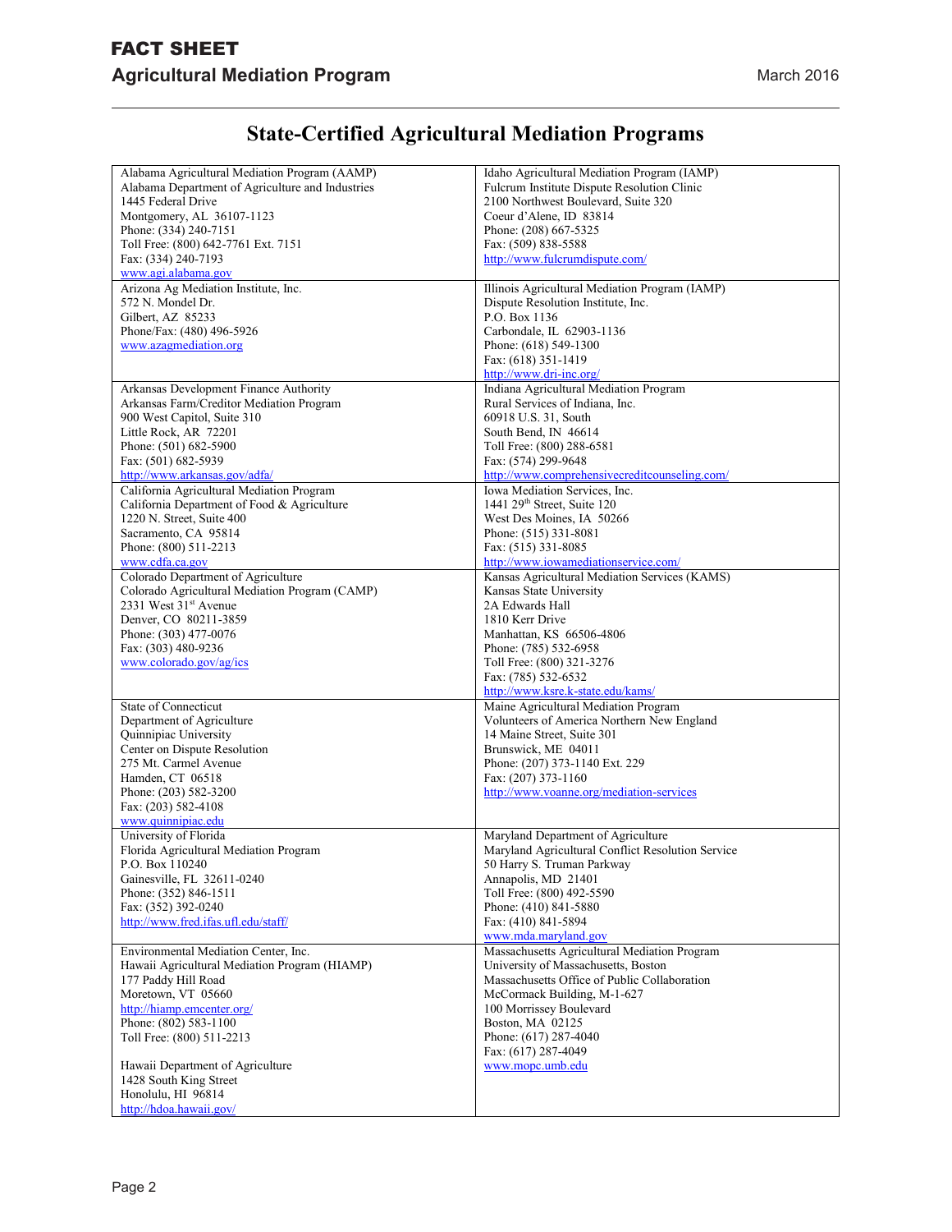## State-Certified Agricultural Mediation Programs

| | |
|---|---|
| Alabama Agricultural Mediation Program (AAMP)<br>Alabama Department of Agriculture and Industries<br>1445 Federal Drive<br>Montgomery, AL 36107-1123<br>Phone: (334) 240-7151<br>Toll Free: (800) 642-7761 Ext. 7151<br>Fax: (334) 240-7193<br>www.agi.alabama.gov | Idaho Agricultural Mediation Program (IAMP)<br>Fulcrum Institute Dispute Resolution Clinic<br>2100 Northwest Boulevard, Suite 320<br>Coeur d'Alene, ID 83814<br>Phone: (208) 667-5325<br>Fax: (509) 838-5588<br>http://www.fulcrumdispute.com/ |
| Arizona Ag Mediation Institute, Inc.<br>572 N. Mondel Dr.<br>Gilbert, AZ 85233<br>Phone/Fax: (480) 496-5926<br>www.azagmediation.org | Illinois Agricultural Mediation Program (IAMP)<br>Dispute Resolution Institute, Inc.<br>P.O. Box 1136<br>Carbondale, IL 62903-1136<br>Phone: (618) 549-1300<br>Fax: (618) 351-1419<br>http://www.dri-inc.org/ |
| Arkansas Development Finance Authority<br>Arkansas Farm/Creditor Mediation Program<br>900 West Capitol, Suite 310<br>Little Rock, AR 72201<br>Phone: (501) 682-5900<br>Fax: (501) 682-5939<br>http://www.arkansas.gov/adfa/ | Indiana Agricultural Mediation Program<br>Rural Services of Indiana, Inc.<br>60918 U.S. 31, South<br>South Bend, IN 46614<br>Toll Free: (800) 288-6581<br>Fax: (574) 299-9648<br>http://www.comprehensivecreditcounseling.com/ |
| California Agricultural Mediation Program<br>California Department of Food & Agriculture<br>1220 N. Street, Suite 400<br>Sacramento, CA 95814<br>Phone: (800) 511-2213<br>www.cdfa.ca.gov | Iowa Mediation Services, Inc.<br>1441 29th Street, Suite 120<br>West Des Moines, IA 50266<br>Phone: (515) 331-8081<br>Fax: (515) 331-8085<br>http://www.iowamediationservice.com/ |
| Colorado Department of Agriculture<br>Colorado Agricultural Mediation Program (CAMP)<br>2331 West 31st Avenue<br>Denver, CO 80211-3859<br>Phone: (303) 477-0076<br>Fax: (303) 480-9236<br>www.colorado.gov/ag/ics | Kansas Agricultural Mediation Services (KAMS)<br>Kansas State University<br>2A Edwards Hall<br>1810 Kerr Drive<br>Manhattan, KS 66506-4806<br>Phone: (785) 532-6958<br>Toll Free: (800) 321-3276<br>Fax: (785) 532-6532<br>http://www.ksre.k-state.edu/kams/ |
| State of Connecticut<br>Department of Agriculture<br>Quinnipiac University<br>Center on Dispute Resolution<br>275 Mt. Carmel Avenue<br>Hamden, CT 06518<br>Phone: (203) 582-3200<br>Fax: (203) 582-4108<br>www.quinnipiac.edu | Maine Agricultural Mediation Program<br>Volunteers of America Northern New England<br>14 Maine Street, Suite 301<br>Brunswick, ME 04011<br>Phone: (207) 373-1140 Ext. 229<br>Fax: (207) 373-1160<br>http://www.voanne.org/mediation-services |
| University of Florida<br>Florida Agricultural Mediation Program<br>P.O. Box 110240<br>Gainesville, FL 32611-0240<br>Phone: (352) 846-1511<br>Fax: (352) 392-0240<br>http://www.fred.ifas.ufl.edu/staff/ | Maryland Department of Agriculture<br>Maryland Agricultural Conflict Resolution Service<br>50 Harry S. Truman Parkway<br>Annapolis, MD 21401<br>Toll Free: (800) 492-5590<br>Phone: (410) 841-5880<br>Fax: (410) 841-5894<br>www.mda.maryland.gov |
| Environmental Mediation Center, Inc.<br>Hawaii Agricultural Mediation Program (HIAMP)<br>177 Paddy Hill Road<br>Moretown, VT 05660<br>http://hiamp.emcenter.org/<br>Phone: (802) 583-1100<br>Toll Free: (800) 511-2213<br><br>Hawaii Department of Agriculture<br>1428 South King Street<br>Honolulu, HI 96814<br>http://hdoa.hawaii.gov/ | Massachusetts Agricultural Mediation Program<br>University of Massachusetts, Boston<br>Massachusetts Office of Public Collaboration<br>McCormack Building, M-1-627<br>100 Morrissey Boulevard<br>Boston, MA 02125<br>Phone: (617) 287-4040<br>Fax: (617) 287-4049<br>www.mopc.umb.edu |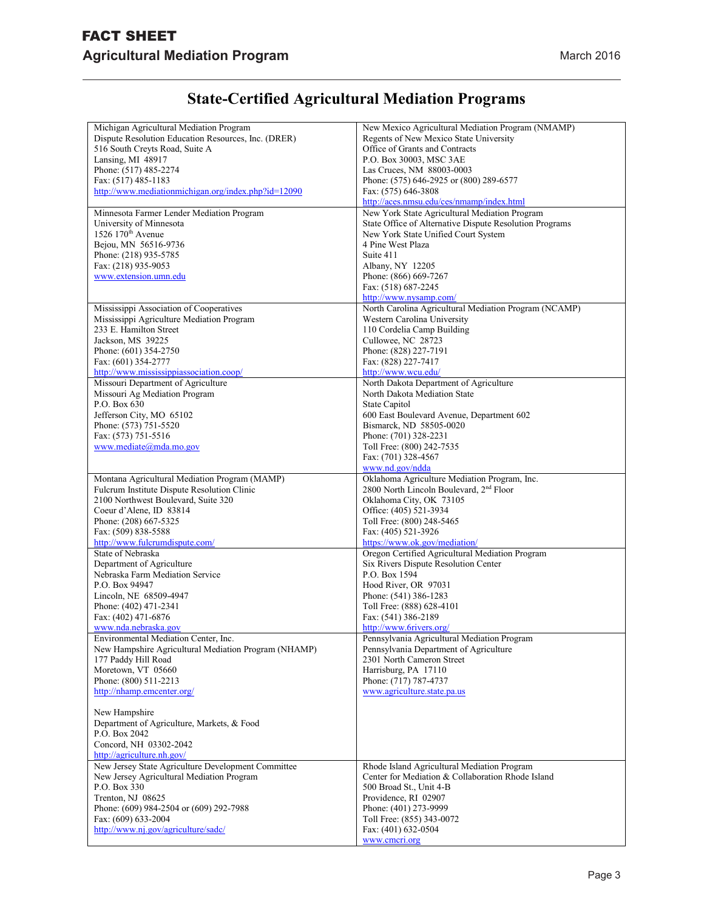# FACT SHEET

## Agricultural Mediation Program

March 2016

## State-Certified Agricultural Mediation Programs

| | |
|---|---|
| Michigan Agricultural Mediation Program<br>Dispute Resolution Education Resources, Inc. (DRER)<br>516 South Creyts Road, Suite A<br>Lansing, MI 48917<br>Phone: (517) 485-2274<br>Fax: (517) 485-1183<br>http://www.mediationmichigan.org/index.php?id=12090 | New Mexico Agricultural Mediation Program (NMAMP)<br>Regents of New Mexico State University<br>Office of Grants and Contracts<br>P.O. Box 30003, MSC 3AE<br>Las Cruces, NM 88003-0003<br>Phone: (575) 646-2925 or (800) 289-6577<br>Fax: (575) 646-3808<br>http://aces.nmsu.edu/ces/nmamp/index.html |
| Minnesota Farmer Lender Mediation Program<br>University of Minnesota<br>1526 170th Avenue<br>Bejou, MN 56516-9736<br>Phone: (218) 935-5785<br>Fax: (218) 935-9053<br>www.extension.umn.edu | New York State Agricultural Mediation Program<br>State Office of Alternative Dispute Resolution Programs<br>New York State Unified Court System<br>4 Pine West Plaza<br>Suite 411<br>Albany, NY 12205<br>Phone: (866) 669-7267<br>Fax: (518) 687-2245<br>http://www.nysamp.com/ |
| Mississippi Association of Cooperatives<br>Mississippi Agriculture Mediation Program<br>233 E. Hamilton Street<br>Jackson, MS 39225<br>Phone: (601) 354-2750<br>Fax: (601) 354-2777<br>http://www.mississippiassociation.coop/ | North Carolina Agricultural Mediation Program (NCAMP)<br>Western Carolina University<br>110 Cordelia Camp Building<br>Cullowee, NC 28723<br>Phone: (828) 227-7191<br>Fax: (828) 227-7417<br>http://www.wcu.edu/ |
| Missouri Department of Agriculture<br>Missouri Ag Mediation Program<br>P.O. Box 630<br>Jefferson City, MO 65102<br>Phone: (573) 751-5520<br>Fax: (573) 751-5516<br>www.mediate@mda.mo.gov | North Dakota Department of Agriculture<br>North Dakota Mediation State<br>State Capitol<br>600 East Boulevard Avenue, Department 602<br>Bismarck, ND 58505-0020<br>Phone: (701) 328-2231<br>Toll Free: (800) 242-7535<br>Fax: (701) 328-4567<br>www.nd.gov/ndda |
| Montana Agricultural Mediation Program (MAMP)<br>Fulcrum Institute Dispute Resolution Clinic<br>2100 Northwest Boulevard, Suite 320<br>Coeur d'Alene, ID 83814<br>Phone: (208) 667-5325<br>Fax: (509) 838-5588<br>http://www.fulcrumdispute.com/ | Oklahoma Agriculture Mediation Program, Inc.<br>2800 North Lincoln Boulevard, 2nd Floor<br>Oklahoma City, OK 73105<br>Office: (405) 521-3934<br>Toll Free: (800) 248-5465<br>Fax: (405) 521-3926<br>https://www.ok.gov/mediation/ |
| State of Nebraska<br>Department of Agriculture<br>Nebraska Farm Mediation Service<br>P.O. Box 94947<br>Lincoln, NE 68509-4947<br>Phone: (402) 471-2341<br>Fax: (402) 471-6876<br>www.nda.nebraska.gov | Oregon Certified Agricultural Mediation Program<br>Six Rivers Dispute Resolution Center<br>P.O. Box 1594<br>Hood River, OR 97031<br>Phone: (541) 386-1283<br>Toll Free: (888) 628-4101<br>Fax: (541) 386-2189<br>http://www.6rivers.org/ |
| Environmental Mediation Center, Inc.<br>New Hampshire Agricultural Mediation Program (NHAMP)<br>177 Paddy Hill Road<br>Moretown, VT 05660<br>Phone: (800) 511-2213<br>http://nhamp.emcenter.org/<br><br>New Hampshire<br>Department of Agriculture, Markets, & Food<br>P.O. Box 2042<br>Concord, NH 03302-2042<br>http://agriculture.nh.gov/ | Pennsylvania Agricultural Mediation Program<br>Pennsylvania Department of Agriculture<br>2301 North Cameron Street<br>Harrisburg, PA 17110<br>Phone: (717) 787-4737<br>www.agriculture.state.pa.us |
| New Jersey State Agriculture Development Committee<br>New Jersey Agricultural Mediation Program<br>P.O. Box 330<br>Trenton, NJ 08625<br>Phone: (609) 984-2504 or (609) 292-7988<br>Fax: (609) 633-2004<br>http://www.nj.gov/agriculture/sadc/ | Rhode Island Agricultural Mediation Program<br>Center for Mediation & Collaboration Rhode Island<br>500 Broad St., Unit 4-B<br>Providence, RI 02907<br>Phone: (401) 273-9999<br>Toll Free: (855) 343-0072<br>Fax: (401) 632-0504<br>www.cmcri.org |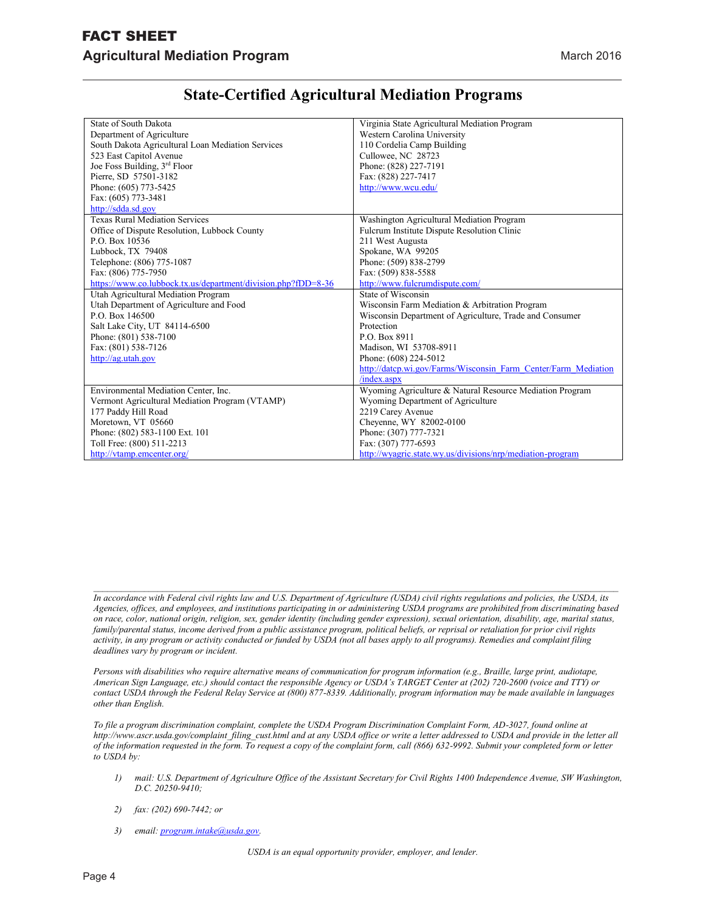## State-Certified Agricultural Mediation Programs

| | |
|---|---|
| State of South Dakota<br>Department of Agriculture<br>South Dakota Agricultural Loan Mediation Services<br>523 East Capitol Avenue<br>Joe Foss Building, 3rd Floor<br>Pierre, SD 57501-3182<br>Phone: (605) 773-5425<br>Fax: (605) 773-3481<br>http://sdda.sd.gov | Virginia State Agricultural Mediation Program<br>Western Carolina University<br>110 Cordelia Camp Building<br>Cullowee, NC 28723<br>Phone: (828) 227-7191<br>Fax: (828) 227-7417<br>http://www.wcu.edu/ |
| Texas Rural Mediation Services<br>Office of Dispute Resolution, Lubbock County<br>P.O. Box 10536<br>Lubbock, TX 79408<br>Telephone: (806) 775-1087<br>Fax: (806) 775-7950<br>https://www.co.lubbock.tx.us/department/division.php?fDD=8-36 | Washington Agricultural Mediation Program<br>Fulcrum Institute Dispute Resolution Clinic<br>211 West Augusta<br>Spokane, WA 99205<br>Phone: (509) 838-2799<br>Fax: (509) 838-5588<br>http://www.fulcrumdispute.com/ |
| Utah Agricultural Mediation Program<br>Utah Department of Agriculture and Food<br>P.O. Box 146500<br>Salt Lake City, UT 84114-6500<br>Phone: (801) 538-7100<br>Fax: (801) 538-7126<br>http://ag.utah.gov | State of Wisconsin<br>Wisconsin Farm Mediation & Arbitration Program<br>Wisconsin Department of Agriculture, Trade and Consumer Protection<br>P.O. Box 8911<br>Madison, WI 53708-8911<br>Phone: (608) 224-5012<br>http://datcp.wi.gov/Farms/Wisconsin_Farm_Center/Farm_Mediation/index.aspx |
| Environmental Mediation Center, Inc.<br>Vermont Agricultural Mediation Program (VTAMP)<br>177 Paddy Hill Road<br>Moretown, VT 05660<br>Phone: (802) 583-1100 Ext. 101<br>Toll Free: (800) 511-2213<br>http://vtamp.emcenter.org/ | Wyoming Agriculture & Natural Resource Mediation Program<br>Wyoming Department of Agriculture<br>2219 Carey Avenue<br>Cheyenne, WY 82002-0100<br>Phone: (307) 777-7321<br>Fax: (307) 777-6593<br>http://wyagric.state.wy.us/divisions/nrp/mediation-program |

---

*In accordance with Federal civil rights law and U.S. Department of Agriculture (USDA) civil rights regulations and policies, the USDA, its Agencies, offices, and employees, and institutions participating in or administering USDA programs are prohibited from discriminating based on race, color, national origin, religion, sex, gender identity (including gender expression), sexual orientation, disability, age, marital status, family/parental status, income derived from a public assistance program, political beliefs, or reprisal or retaliation for prior civil rights activity, in any program or activity conducted or funded by USDA (not all bases apply to all programs). Remedies and complaint filing deadlines vary by program or incident.*

*Persons with disabilities who require alternative means of communication for program information (e.g., Braille, large print, audiotape, American Sign Language, etc.) should contact the responsible Agency or USDA's TARGET Center at (202) 720-2600 (voice and TTY) or contact USDA through the Federal Relay Service at (800) 877-8339. Additionally, program information may be made available in languages other than English.*

*To file a program discrimination complaint, complete the USDA Program Discrimination Complaint Form, AD-3027, found online at http://www.ascr.usda.gov/complaint_filing_cust.html and at any USDA office or write a letter addressed to USDA and provide in the letter all of the information requested in the form. To request a copy of the complaint form, call (866) 632-9992. Submit your completed form or letter to USDA by:*

1) *mail: U.S. Department of Agriculture Office of the Assistant Secretary for Civil Rights 1400 Independence Avenue, SW Washington, D.C. 20250-9410;*
2) *fax: (202) 690-7442; or*
3) *email: program.intake@usda.gov.*

*USDA is an equal opportunity provider, employer, and lender.*